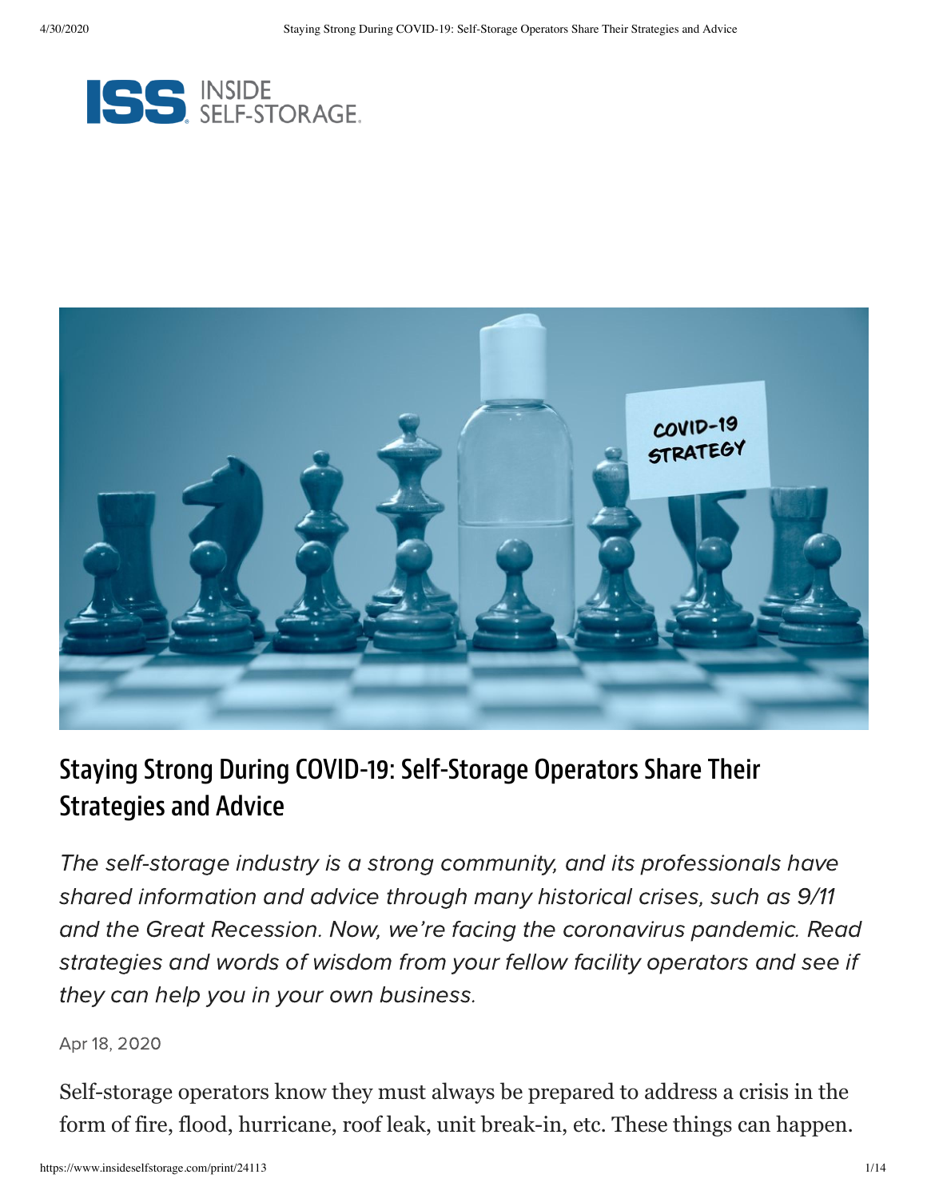# Staying Strong During COVID-19: Self-Storage Operators Share Their Strategies and Advice

*The self-storage industry is a strong community, and its professionals have shared information and advice through many historical crises, such as 9/11 and the Great Recession. Now, we're facing the coronavirus pandemic. Read strategies and words of wisdom from your fellow facility operators and see if they can help you in your own business.*

Apr 18, 2020

Self-storage operators know they must always be prepared to address a crisis in the form of fire, flood, hurricane, roof leak, unit break-in, etc. These things can happen.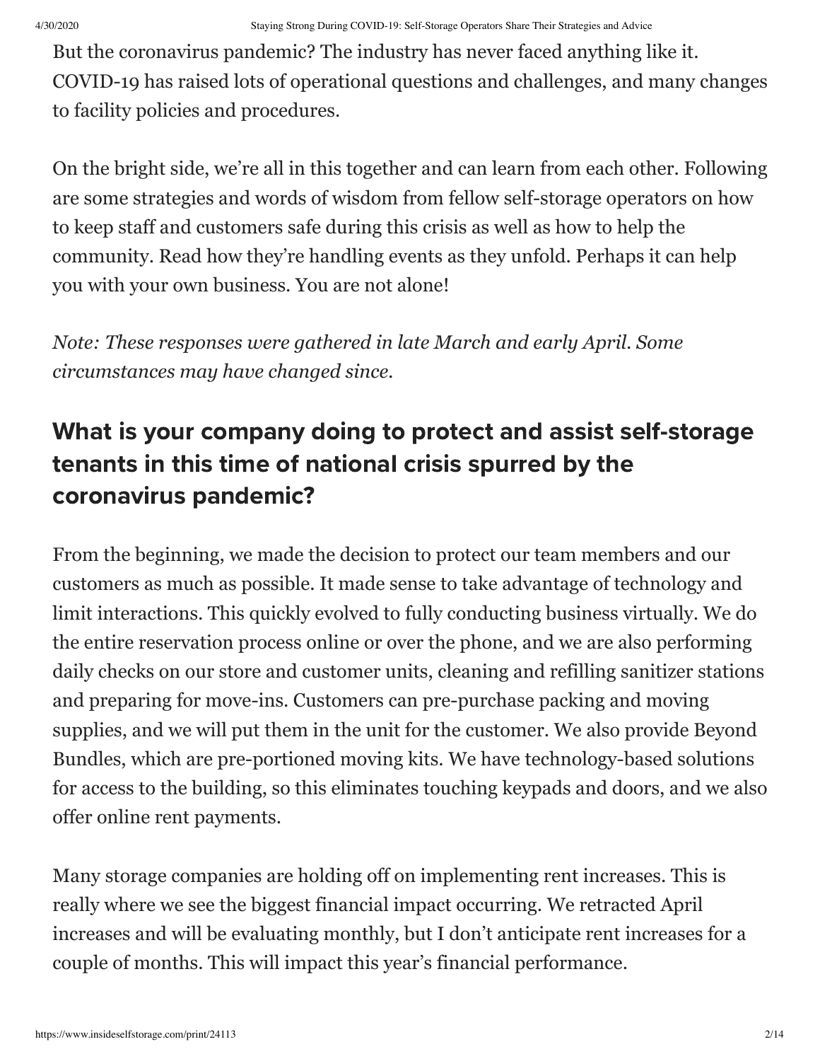But the coronavirus pandemic? The industry has never faced anything like it. COVID-19 has raised lots of operational questions and challenges, and many changes to facility policies and procedures.

On the bright side, we're all in this together and can learn from each other. Following are some strategies and words of wisdom from fellow self-storage operators on how to keep staff and customers safe during this crisis as well as how to help the community. Read how they're handling events as they unfold. Perhaps it can help you with your own business. You are not alone!

*Note: These responses were gathered in late March and early April. Some circumstances may have changed since.*

## What is your company doing to protect and assist self-storage tenants in this time of national crisis spurred by the coronavirus pandemic?

From the beginning, we made the decision to protect our team members and our customers as much as possible. It made sense to take advantage of technology and limit interactions. This quickly evolved to fully conducting business virtually. We do the entire reservation process online or over the phone, and we are also performing daily checks on our store and customer units, cleaning and refilling sanitizer stations and preparing for move-ins. Customers can pre-purchase packing and moving supplies, and we will put them in the unit for the customer. We also provide Beyond Bundles, which are pre-portioned moving kits. We have technology-based solutions for access to the building, so this eliminates touching keypads and doors, and we also offer online rent payments.

Many storage companies are holding off on implementing rent increases. This is really where we see the biggest financial impact occurring. We retracted April increases and will be evaluating monthly, but I don't anticipate rent increases for a couple of months. This will impact this year's financial performance.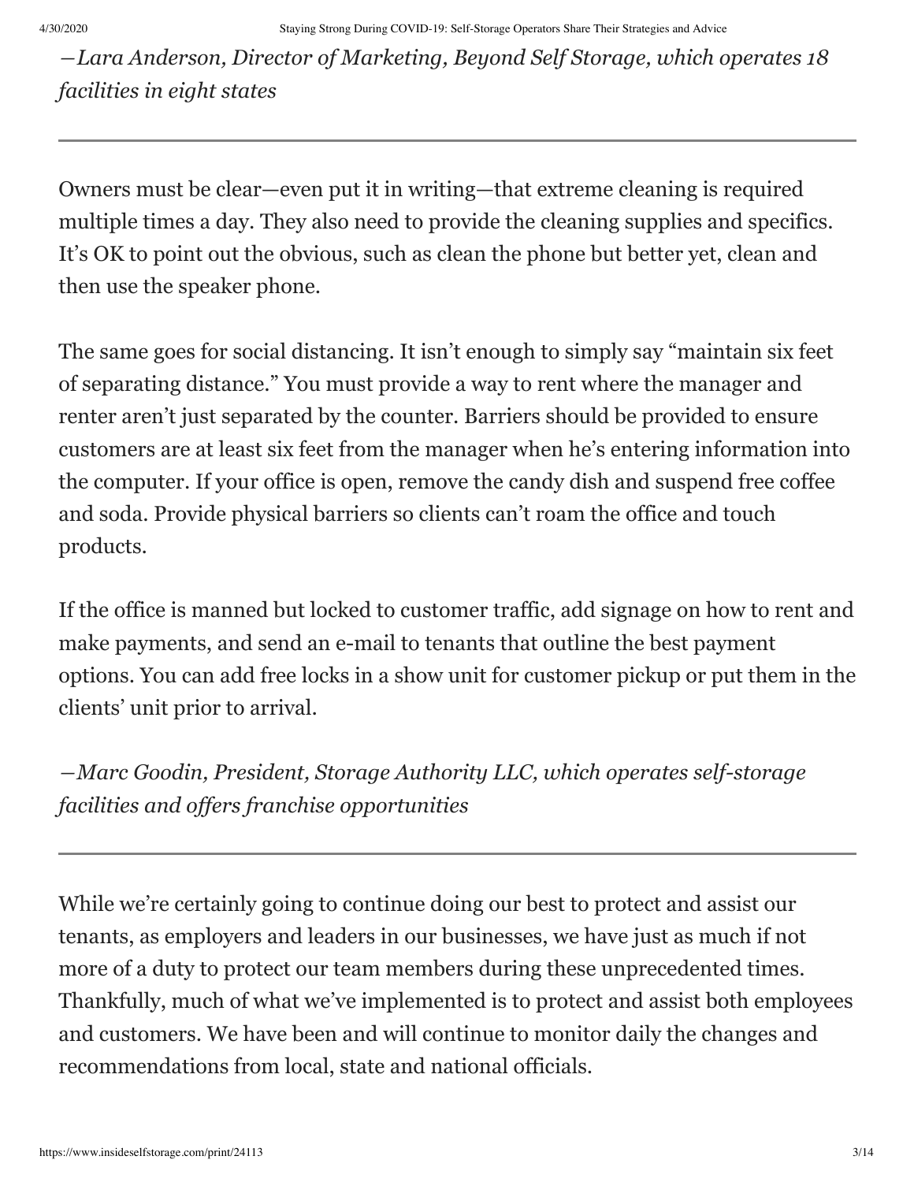*—Lara Anderson, Director of Marketing, Beyond Self Storage, which operates 18 facilities in eight states*

---

Owners must be clear—even put it in writing—that extreme cleaning is required multiple times a day. They also need to provide the cleaning supplies and specifics. It's OK to point out the obvious, such as clean the phone but better yet, clean and then use the speaker phone.

The same goes for social distancing. It isn't enough to simply say "maintain six feet of separating distance." You must provide a way to rent where the manager and renter aren't just separated by the counter. Barriers should be provided to ensure customers are at least six feet from the manager when he's entering information into the computer. If your office is open, remove the candy dish and suspend free coffee and soda. Provide physical barriers so clients can't roam the office and touch products.

If the office is manned but locked to customer traffic, add signage on how to rent and make payments, and send an e-mail to tenants that outline the best payment options. You can add free locks in a show unit for customer pickup or put them in the clients' unit prior to arrival.

*—Marc Goodin, President, Storage Authority LLC, which operates self-storage facilities and offers franchise opportunities*

---

While we're certainly going to continue doing our best to protect and assist our tenants, as employers and leaders in our businesses, we have just as much if not more of a duty to protect our team members during these unprecedented times. Thankfully, much of what we've implemented is to protect and assist both employees and customers. We have been and will continue to monitor daily the changes and recommendations from local, state and national officials.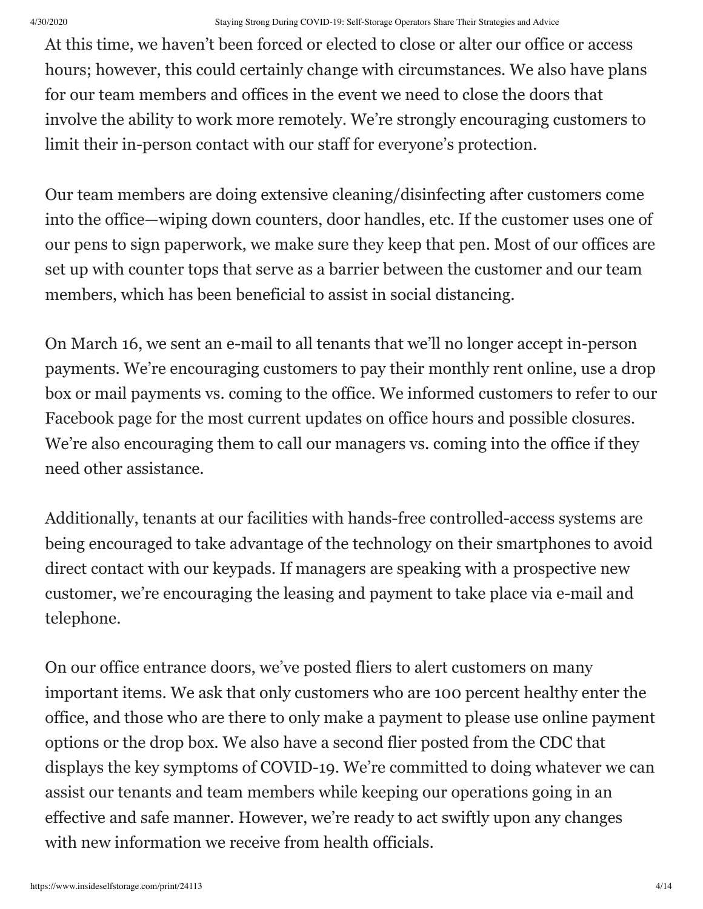At this time, we haven't been forced or elected to close or alter our office or access hours; however, this could certainly change with circumstances. We also have plans for our team members and offices in the event we need to close the doors that involve the ability to work more remotely. We're strongly encouraging customers to limit their in-person contact with our staff for everyone's protection.

Our team members are doing extensive cleaning/disinfecting after customers come into the office—wiping down counters, door handles, etc. If the customer uses one of our pens to sign paperwork, we make sure they keep that pen. Most of our offices are set up with counter tops that serve as a barrier between the customer and our team members, which has been beneficial to assist in social distancing.

On March 16, we sent an e-mail to all tenants that we'll no longer accept in-person payments. We're encouraging customers to pay their monthly rent online, use a drop box or mail payments vs. coming to the office. We informed customers to refer to our Facebook page for the most current updates on office hours and possible closures. We're also encouraging them to call our managers vs. coming into the office if they need other assistance.

Additionally, tenants at our facilities with hands-free controlled-access systems are being encouraged to take advantage of the technology on their smartphones to avoid direct contact with our keypads. If managers are speaking with a prospective new customer, we're encouraging the leasing and payment to take place via e-mail and telephone.

On our office entrance doors, we've posted fliers to alert customers on many important items. We ask that only customers who are 100 percent healthy enter the office, and those who are there to only make a payment to please use online payment options or the drop box. We also have a second flier posted from the CDC that displays the key symptoms of COVID-19. We're committed to doing whatever we can assist our tenants and team members while keeping our operations going in an effective and safe manner. However, we're ready to act swiftly upon any changes with new information we receive from health officials.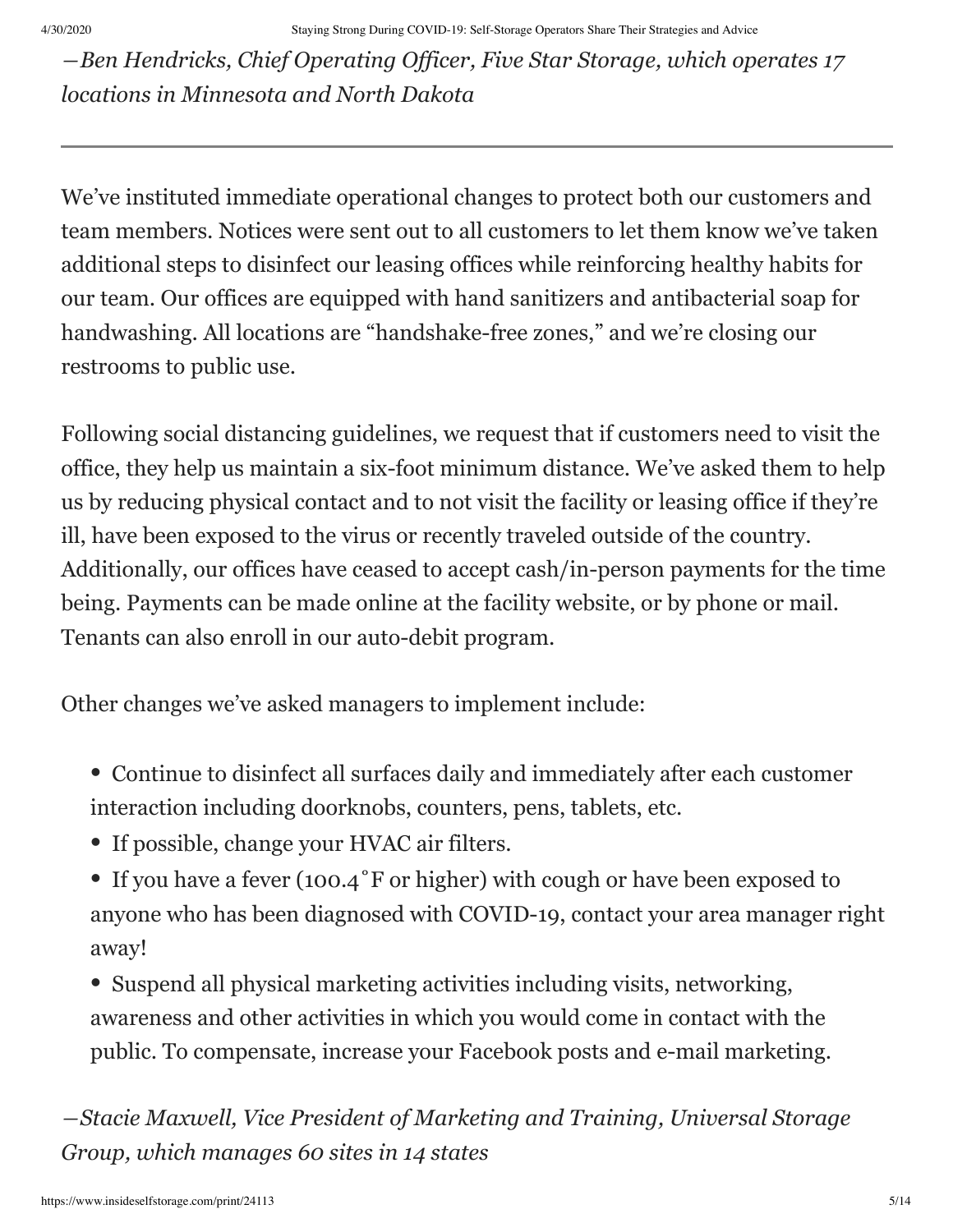*—Ben Hendricks, Chief Operating Officer, Five Star Storage, which operates 17 locations in Minnesota and North Dakota*

---

We've instituted immediate operational changes to protect both our customers and team members. Notices were sent out to all customers to let them know we've taken additional steps to disinfect our leasing offices while reinforcing healthy habits for our team. Our offices are equipped with hand sanitizers and antibacterial soap for handwashing. All locations are "handshake-free zones," and we're closing our restrooms to public use.

Following social distancing guidelines, we request that if customers need to visit the office, they help us maintain a six-foot minimum distance. We've asked them to help us by reducing physical contact and to not visit the facility or leasing office if they're ill, have been exposed to the virus or recently traveled outside of the country. Additionally, our offices have ceased to accept cash/in-person payments for the time being. Payments can be made online at the facility website, or by phone or mail. Tenants can also enroll in our auto-debit program.

Other changes we've asked managers to implement include:

- Continue to disinfect all surfaces daily and immediately after each customer interaction including doorknobs, counters, pens, tablets, etc.
- If possible, change your HVAC air filters.
- If you have a fever (100.4˚F or higher) with cough or have been exposed to anyone who has been diagnosed with COVID-19, contact your area manager right away!
- Suspend all physical marketing activities including visits, networking, awareness and other activities in which you would come in contact with the public. To compensate, increase your Facebook posts and e-mail marketing.

*—Stacie Maxwell, Vice President of Marketing and Training, Universal Storage Group, which manages 60 sites in 14 states*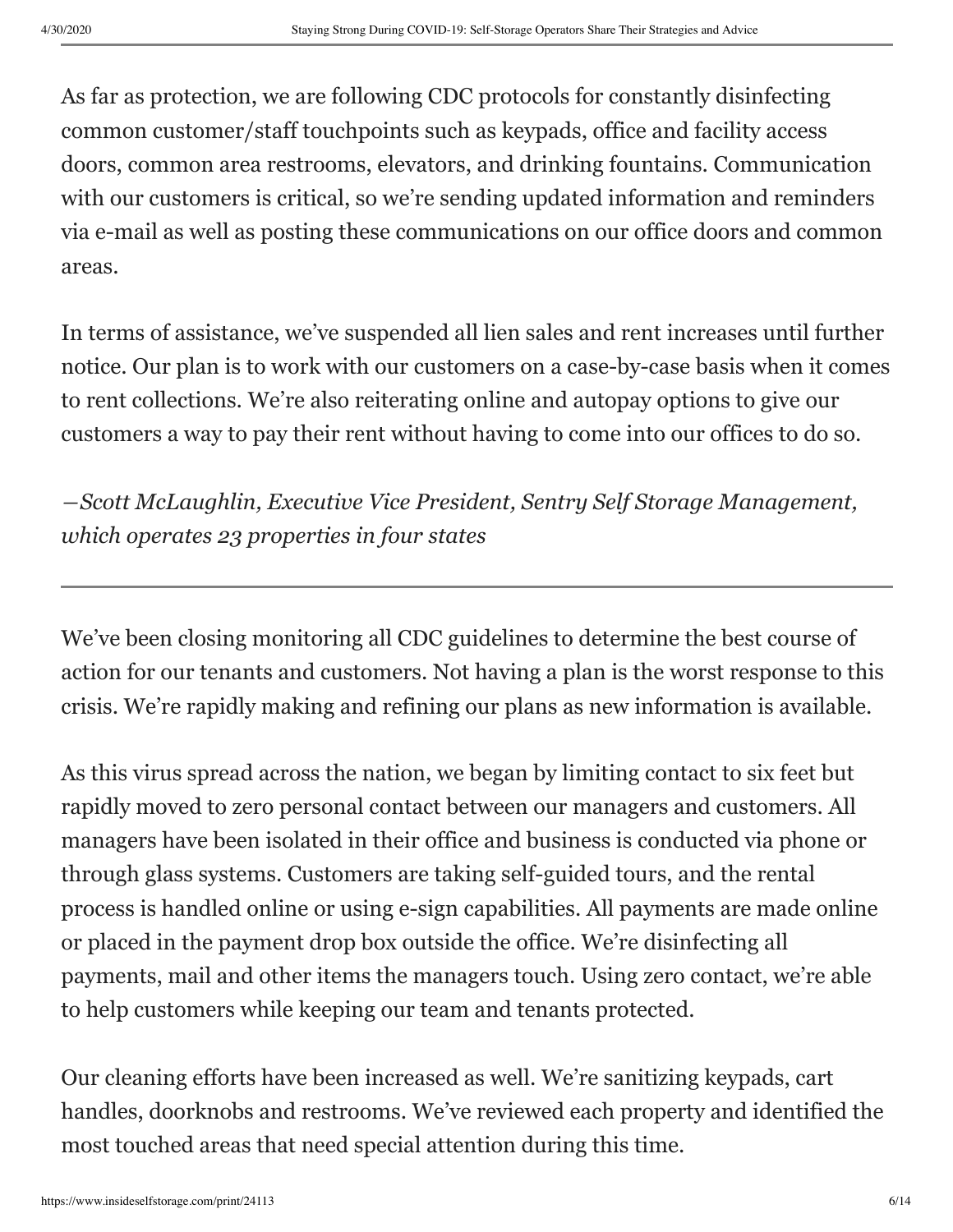As far as protection, we are following CDC protocols for constantly disinfecting common customer/staff touchpoints such as keypads, office and facility access doors, common area restrooms, elevators, and drinking fountains. Communication with our customers is critical, so we're sending updated information and reminders via e-mail as well as posting these communications on our office doors and common areas.

In terms of assistance, we've suspended all lien sales and rent increases until further notice. Our plan is to work with our customers on a case-by-case basis when it comes to rent collections. We're also reiterating online and autopay options to give our customers a way to pay their rent without having to come into our offices to do so.

*—Scott McLaughlin, Executive Vice President, Sentry Self Storage Management, which operates 23 properties in four states*

---

We've been closing monitoring all CDC guidelines to determine the best course of action for our tenants and customers. Not having a plan is the worst response to this crisis. We're rapidly making and refining our plans as new information is available.

As this virus spread across the nation, we began by limiting contact to six feet but rapidly moved to zero personal contact between our managers and customers. All managers have been isolated in their office and business is conducted via phone or through glass systems. Customers are taking self-guided tours, and the rental process is handled online or using e-sign capabilities. All payments are made online or placed in the payment drop box outside the office. We're disinfecting all payments, mail and other items the managers touch. Using zero contact, we're able to help customers while keeping our team and tenants protected.

Our cleaning efforts have been increased as well. We're sanitizing keypads, cart handles, doorknobs and restrooms. We've reviewed each property and identified the most touched areas that need special attention during this time.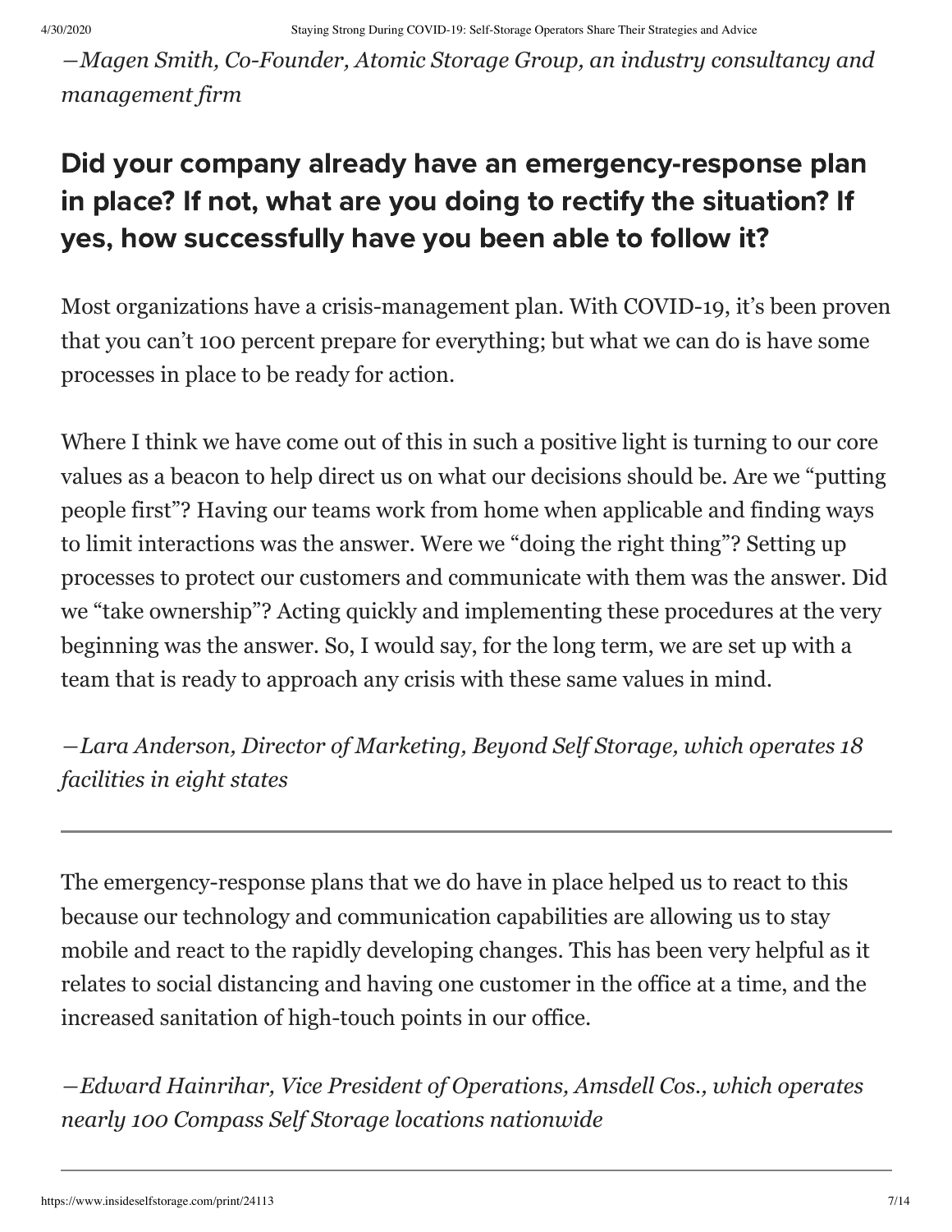*—Magen Smith, Co-Founder, Atomic Storage Group, an industry consultancy and management firm*

## Did your company already have an emergency-response plan in place? If not, what are you doing to rectify the situation? If yes, how successfully have you been able to follow it?

Most organizations have a crisis-management plan. With COVID-19, it's been proven that you can't 100 percent prepare for everything; but what we can do is have some processes in place to be ready for action.

Where I think we have come out of this in such a positive light is turning to our core values as a beacon to help direct us on what our decisions should be. Are we "putting people first"? Having our teams work from home when applicable and finding ways to limit interactions was the answer. Were we "doing the right thing"? Setting up processes to protect our customers and communicate with them was the answer. Did we "take ownership"? Acting quickly and implementing these procedures at the very beginning was the answer. So, I would say, for the long term, we are set up with a team that is ready to approach any crisis with these same values in mind.

*—Lara Anderson, Director of Marketing, Beyond Self Storage, which operates 18 facilities in eight states*

---

The emergency-response plans that we do have in place helped us to react to this because our technology and communication capabilities are allowing us to stay mobile and react to the rapidly developing changes. This has been very helpful as it relates to social distancing and having one customer in the office at a time, and the increased sanitation of high-touch points in our office.

*—Edward Hainrihar, Vice President of Operations, Amsdell Cos., which operates nearly 100 Compass Self Storage locations nationwide*

---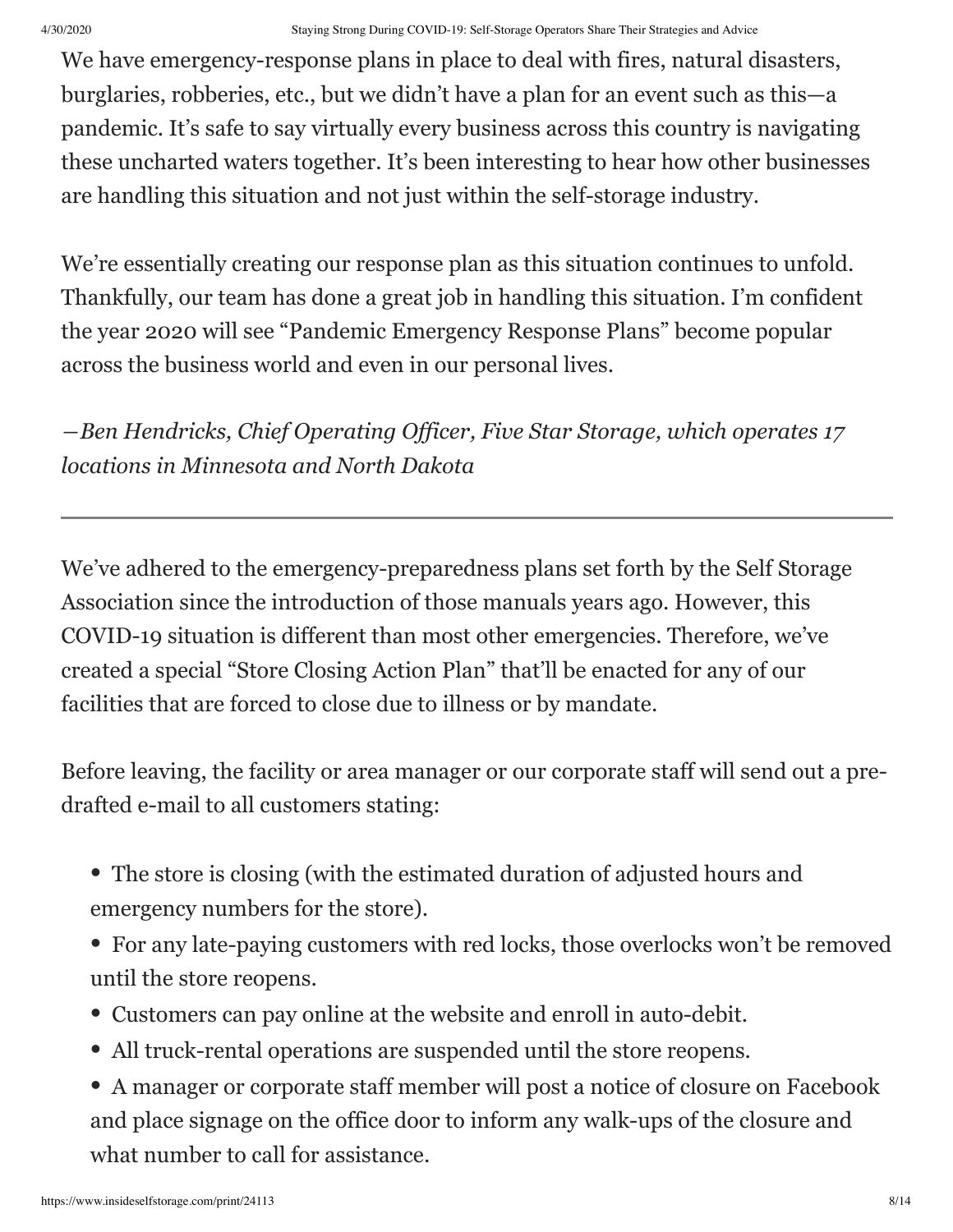We have emergency-response plans in place to deal with fires, natural disasters, burglaries, robberies, etc., but we didn't have a plan for an event such as this—a pandemic. It's safe to say virtually every business across this country is navigating these uncharted waters together. It's been interesting to hear how other businesses are handling this situation and not just within the self-storage industry.

We're essentially creating our response plan as this situation continues to unfold. Thankfully, our team has done a great job in handling this situation. I'm confident the year 2020 will see "Pandemic Emergency Response Plans" become popular across the business world and even in our personal lives.

*—Ben Hendricks, Chief Operating Officer, Five Star Storage, which operates 17 locations in Minnesota and North Dakota*

---

We've adhered to the emergency-preparedness plans set forth by the Self Storage Association since the introduction of those manuals years ago. However, this COVID-19 situation is different than most other emergencies. Therefore, we've created a special "Store Closing Action Plan" that'll be enacted for any of our facilities that are forced to close due to illness or by mandate.

Before leaving, the facility or area manager or our corporate staff will send out a pre-drafted e-mail to all customers stating:

- The store is closing (with the estimated duration of adjusted hours and emergency numbers for the store).
- For any late-paying customers with red locks, those overlocks won't be removed until the store reopens.
- Customers can pay online at the website and enroll in auto-debit.
- All truck-rental operations are suspended until the store reopens.
- A manager or corporate staff member will post a notice of closure on Facebook and place signage on the office door to inform any walk-ups of the closure and what number to call for assistance.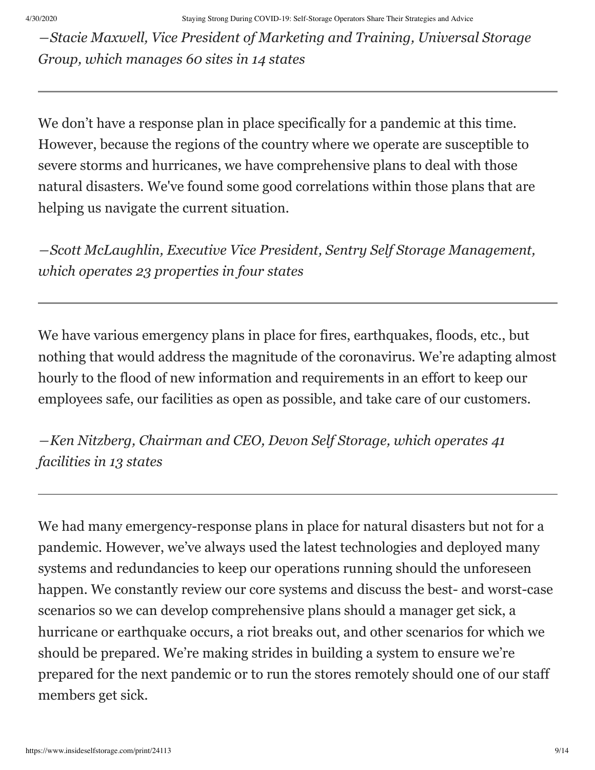*—Stacie Maxwell, Vice President of Marketing and Training, Universal Storage Group, which manages 60 sites in 14 states*

---

We don't have a response plan in place specifically for a pandemic at this time. However, because the regions of the country where we operate are susceptible to severe storms and hurricanes, we have comprehensive plans to deal with those natural disasters. We've found some good correlations within those plans that are helping us navigate the current situation.

*—Scott McLaughlin, Executive Vice President, Sentry Self Storage Management, which operates 23 properties in four states*

---

We have various emergency plans in place for fires, earthquakes, floods, etc., but nothing that would address the magnitude of the coronavirus. We're adapting almost hourly to the flood of new information and requirements in an effort to keep our employees safe, our facilities as open as possible, and take care of our customers.

*—Ken Nitzberg, Chairman and CEO, Devon Self Storage, which operates 41 facilities in 13 states*

---

We had many emergency-response plans in place for natural disasters but not for a pandemic. However, we've always used the latest technologies and deployed many systems and redundancies to keep our operations running should the unforeseen happen. We constantly review our core systems and discuss the best- and worst-case scenarios so we can develop comprehensive plans should a manager get sick, a hurricane or earthquake occurs, a riot breaks out, and other scenarios for which we should be prepared. We're making strides in building a system to ensure we're prepared for the next pandemic or to run the stores remotely should one of our staff members get sick.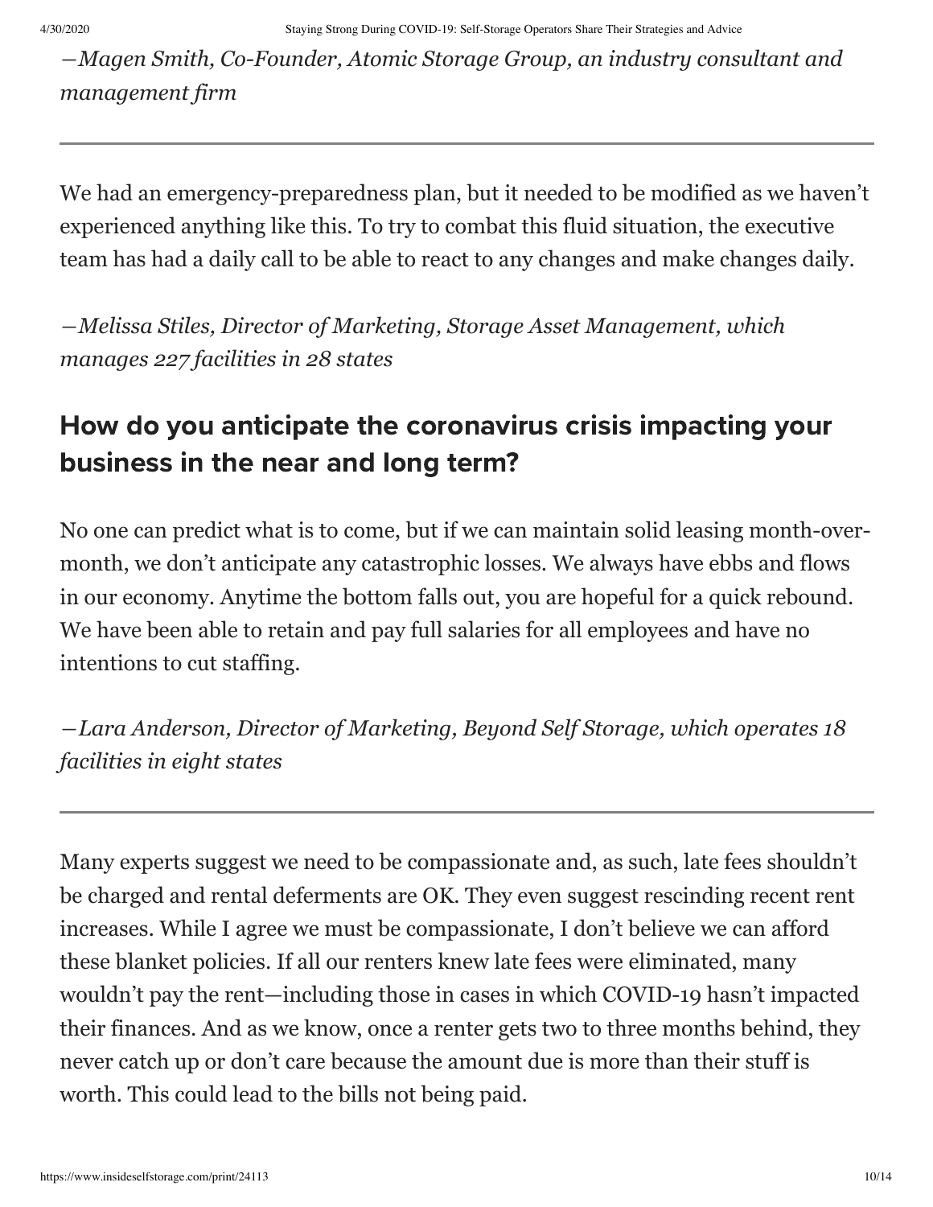*—Magen Smith, Co-Founder, Atomic Storage Group, an industry consultant and management firm*

---

We had an emergency-preparedness plan, but it needed to be modified as we haven't experienced anything like this. To try to combat this fluid situation, the executive team has had a daily call to be able to react to any changes and make changes daily.

*—Melissa Stiles, Director of Marketing, Storage Asset Management, which manages 227 facilities in 28 states*

## How do you anticipate the coronavirus crisis impacting your business in the near and long term?

No one can predict what is to come, but if we can maintain solid leasing month-over-month, we don't anticipate any catastrophic losses. We always have ebbs and flows in our economy. Anytime the bottom falls out, you are hopeful for a quick rebound. We have been able to retain and pay full salaries for all employees and have no intentions to cut staffing.

*—Lara Anderson, Director of Marketing, Beyond Self Storage, which operates 18 facilities in eight states*

---

Many experts suggest we need to be compassionate and, as such, late fees shouldn't be charged and rental deferments are OK. They even suggest rescinding recent rent increases. While I agree we must be compassionate, I don't believe we can afford these blanket policies. If all our renters knew late fees were eliminated, many wouldn't pay the rent—including those in cases in which COVID-19 hasn't impacted their finances. And as we know, once a renter gets two to three months behind, they never catch up or don't care because the amount due is more than their stuff is worth. This could lead to the bills not being paid.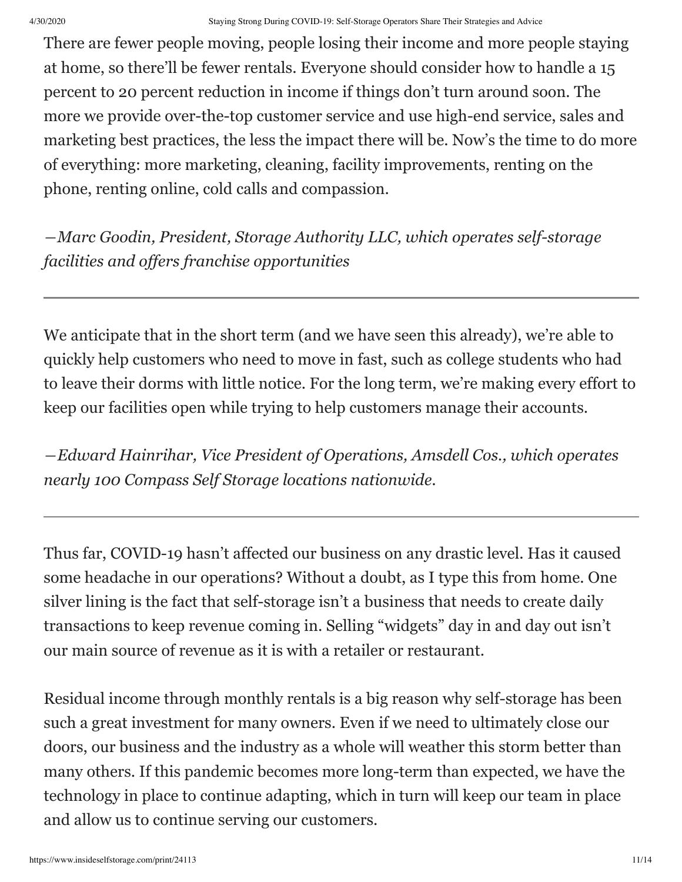There are fewer people moving, people losing their income and more people staying at home, so there'll be fewer rentals. Everyone should consider how to handle a 15 percent to 20 percent reduction in income if things don't turn around soon. The more we provide over-the-top customer service and use high-end service, sales and marketing best practices, the less the impact there will be. Now's the time to do more of everything: more marketing, cleaning, facility improvements, renting on the phone, renting online, cold calls and compassion.

*—Marc Goodin, President, Storage Authority LLC, which operates self-storage facilities and offers franchise opportunities*

---

We anticipate that in the short term (and we have seen this already), we're able to quickly help customers who need to move in fast, such as college students who had to leave their dorms with little notice. For the long term, we're making every effort to keep our facilities open while trying to help customers manage their accounts.

*—Edward Hainrihar, Vice President of Operations, Amsdell Cos., which operates nearly 100 Compass Self Storage locations nationwide.*

---

Thus far, COVID-19 hasn't affected our business on any drastic level. Has it caused some headache in our operations? Without a doubt, as I type this from home. One silver lining is the fact that self-storage isn't a business that needs to create daily transactions to keep revenue coming in. Selling "widgets" day in and day out isn't our main source of revenue as it is with a retailer or restaurant.

Residual income through monthly rentals is a big reason why self-storage has been such a great investment for many owners. Even if we need to ultimately close our doors, our business and the industry as a whole will weather this storm better than many others. If this pandemic becomes more long-term than expected, we have the technology in place to continue adapting, which in turn will keep our team in place and allow us to continue serving our customers.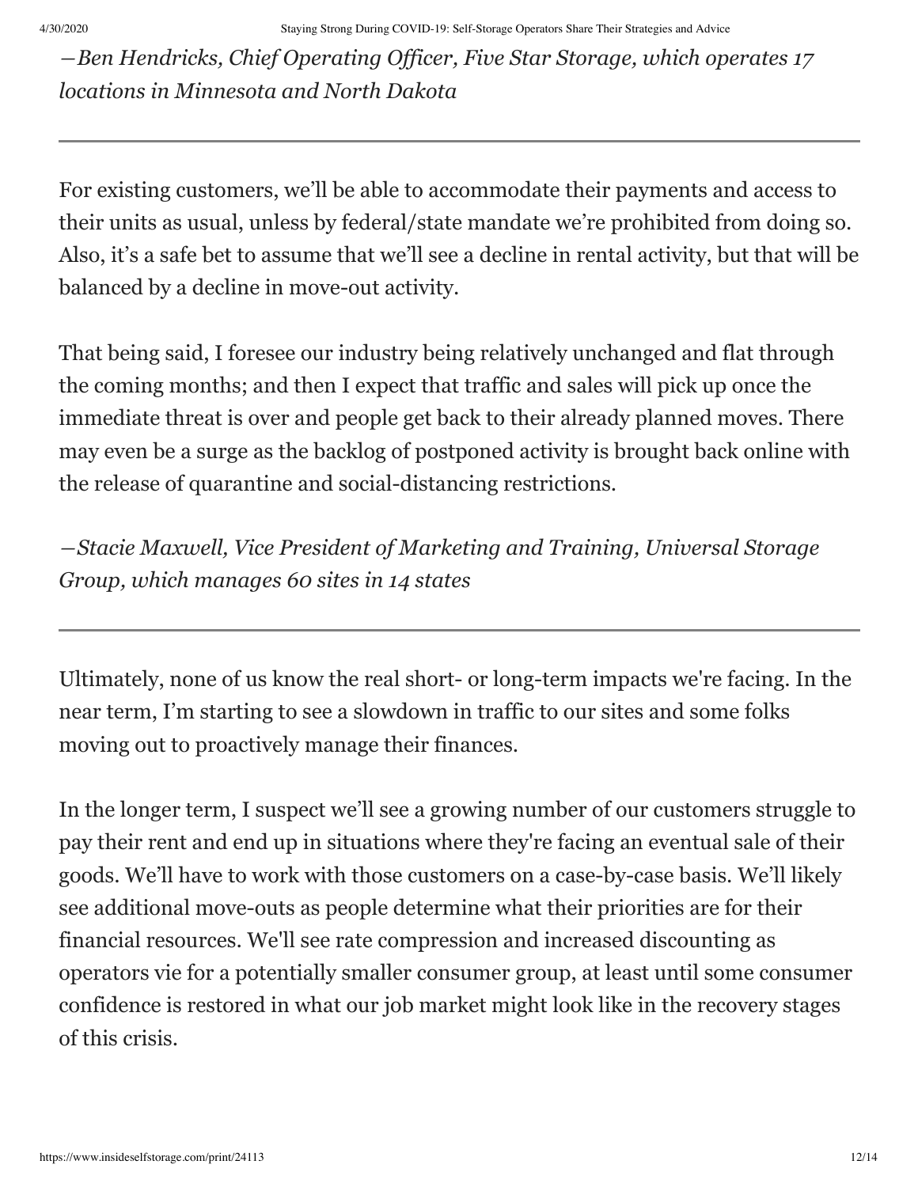*—Ben Hendricks, Chief Operating Officer, Five Star Storage, which operates 17 locations in Minnesota and North Dakota*

---

For existing customers, we'll be able to accommodate their payments and access to their units as usual, unless by federal/state mandate we're prohibited from doing so. Also, it's a safe bet to assume that we'll see a decline in rental activity, but that will be balanced by a decline in move-out activity.

That being said, I foresee our industry being relatively unchanged and flat through the coming months; and then I expect that traffic and sales will pick up once the immediate threat is over and people get back to their already planned moves. There may even be a surge as the backlog of postponed activity is brought back online with the release of quarantine and social-distancing restrictions.

*—Stacie Maxwell, Vice President of Marketing and Training, Universal Storage Group, which manages 60 sites in 14 states*

---

Ultimately, none of us know the real short- or long-term impacts we're facing. In the near term, I'm starting to see a slowdown in traffic to our sites and some folks moving out to proactively manage their finances.

In the longer term, I suspect we'll see a growing number of our customers struggle to pay their rent and end up in situations where they're facing an eventual sale of their goods. We'll have to work with those customers on a case-by-case basis. We'll likely see additional move-outs as people determine what their priorities are for their financial resources. We'll see rate compression and increased discounting as operators vie for a potentially smaller consumer group, at least until some consumer confidence is restored in what our job market might look like in the recovery stages of this crisis.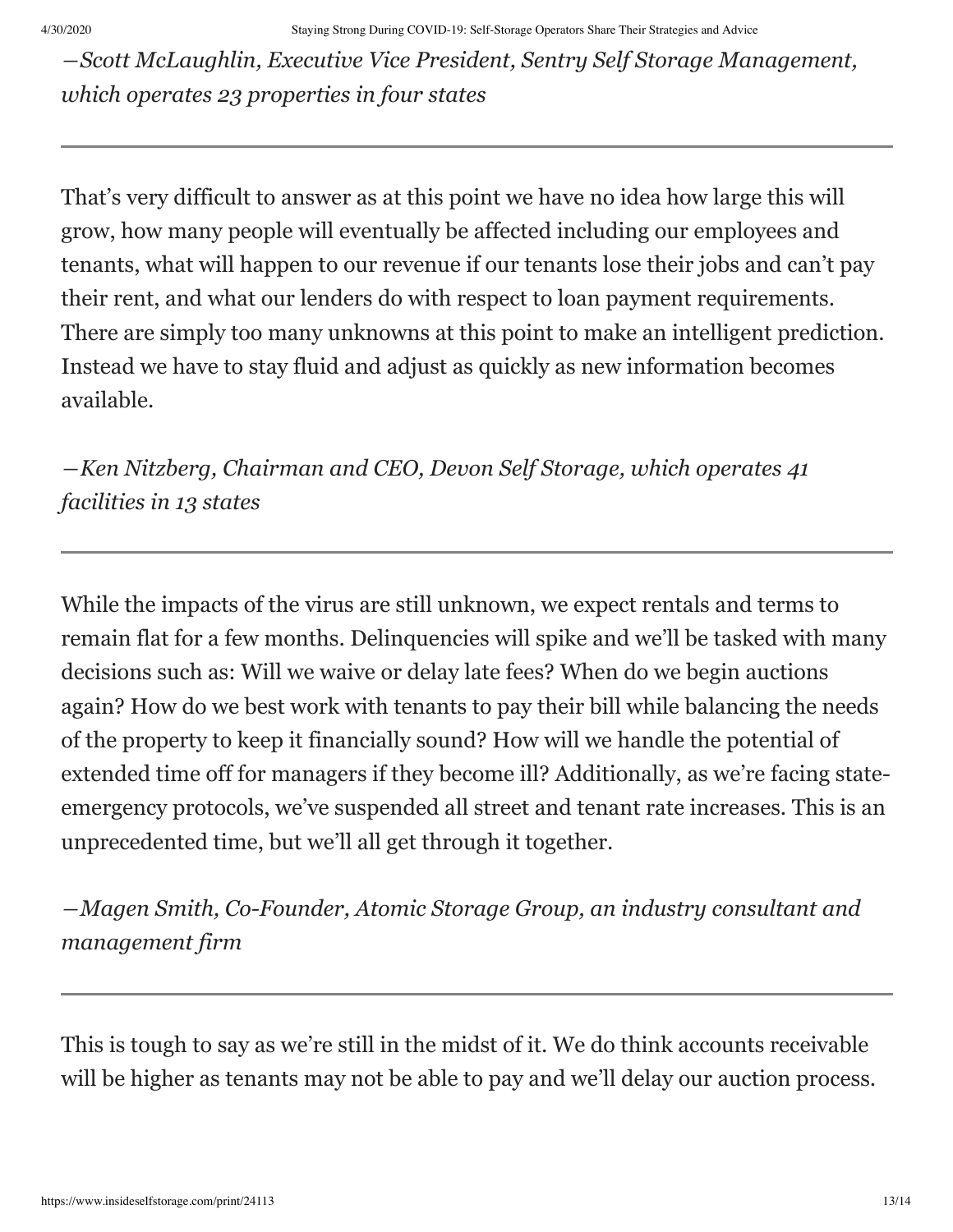*—Scott McLaughlin, Executive Vice President, Sentry Self Storage Management, which operates 23 properties in four states*

---

That's very difficult to answer as at this point we have no idea how large this will grow, how many people will eventually be affected including our employees and tenants, what will happen to our revenue if our tenants lose their jobs and can't pay their rent, and what our lenders do with respect to loan payment requirements. There are simply too many unknowns at this point to make an intelligent prediction. Instead we have to stay fluid and adjust as quickly as new information becomes available.

*—Ken Nitzberg, Chairman and CEO, Devon Self Storage, which operates 41 facilities in 13 states*

---

While the impacts of the virus are still unknown, we expect rentals and terms to remain flat for a few months. Delinquencies will spike and we'll be tasked with many decisions such as: Will we waive or delay late fees? When do we begin auctions again? How do we best work with tenants to pay their bill while balancing the needs of the property to keep it financially sound? How will we handle the potential of extended time off for managers if they become ill? Additionally, as we're facing state-emergency protocols, we've suspended all street and tenant rate increases. This is an unprecedented time, but we'll all get through it together.

*—Magen Smith, Co-Founder, Atomic Storage Group, an industry consultant and management firm*

---

This is tough to say as we're still in the midst of it. We do think accounts receivable will be higher as tenants may not be able to pay and we'll delay our auction process.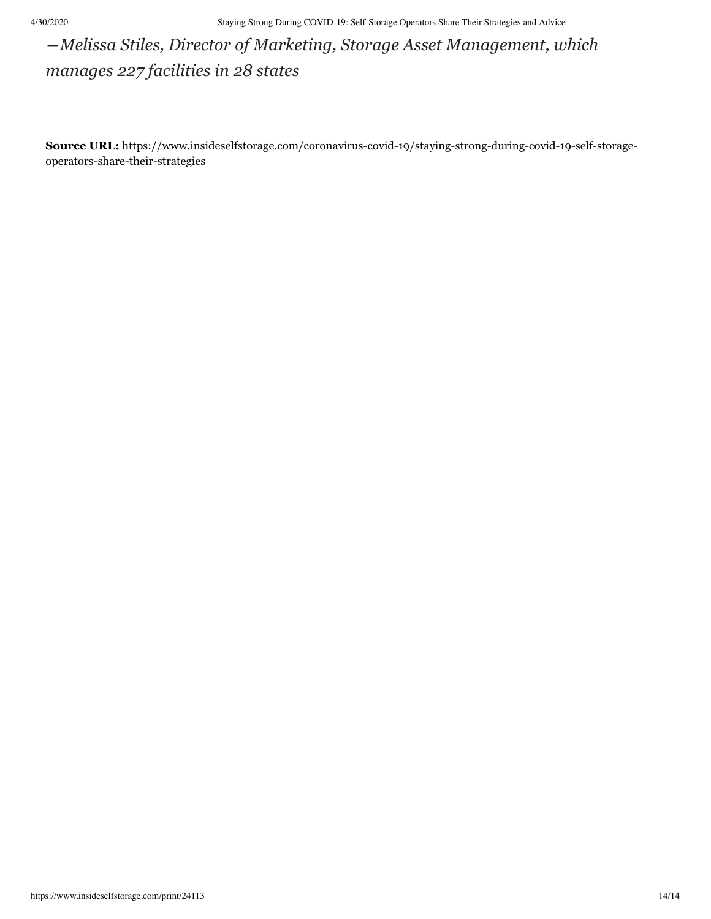*—Melissa Stiles, Director of Marketing, Storage Asset Management, which manages 227 facilities in 28 states*

**Source URL:** https://www.insideselfstorage.com/coronavirus-covid-19/staying-strong-during-covid-19-self-storage-operators-share-their-strategies